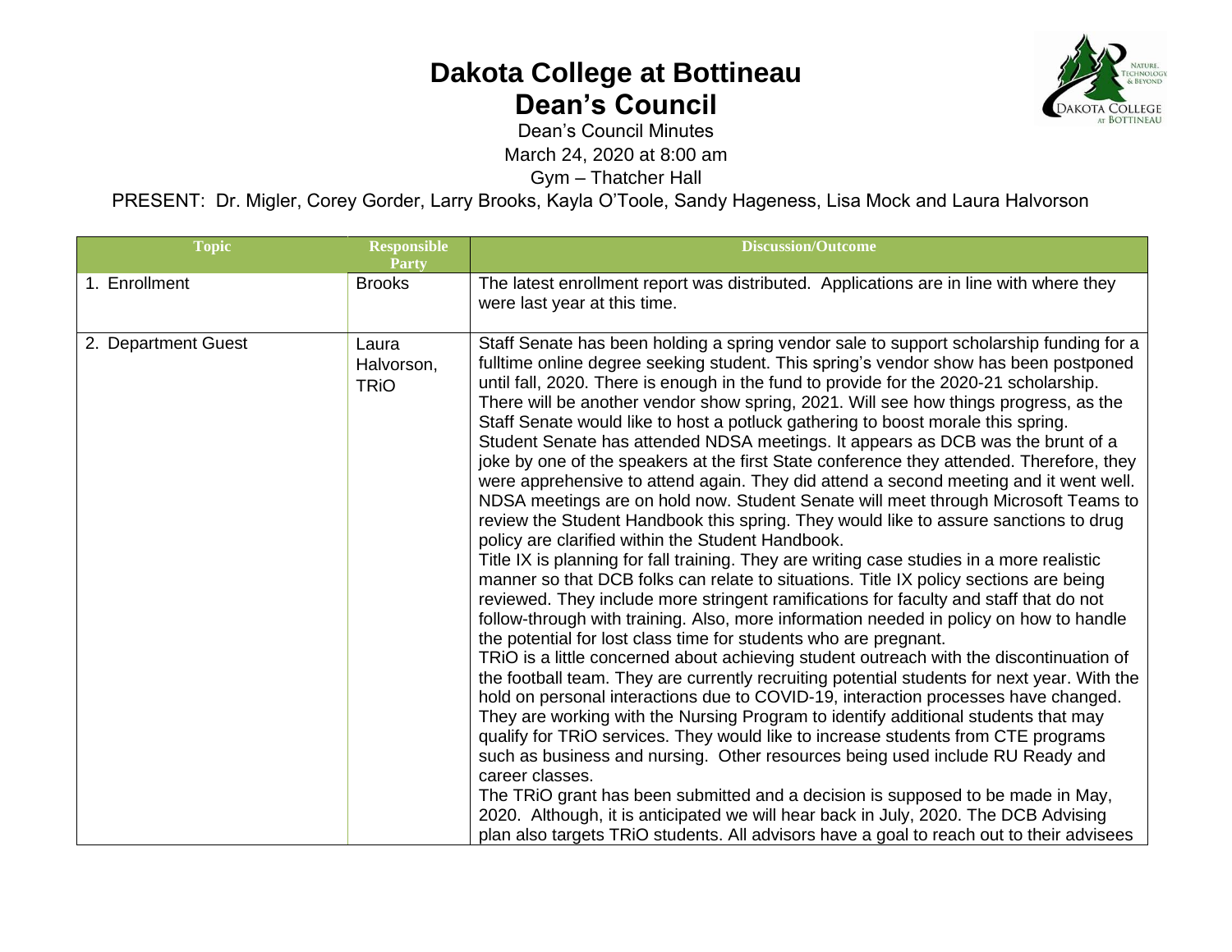# Dakota College at Bottineau
## Dean's Council

Dean's Council Minutes
March 24, 2020 at 8:00 am
Gym – Thatcher Hall

PRESENT: Dr. Migler, Corey Gorder, Larry Brooks, Kayla O'Toole, Sandy Hageness, Lisa Mock and Laura Halvorson

| Topic | Responsible Party | Discussion/Outcome |
|---|---|---|
| 1. Enrollment | Brooks | The latest enrollment report was distributed. Applications are in line with where they were last year at this time. |
| 2. Department Guest | Laura Halvorson, TRiO | Staff Senate has been holding a spring vendor sale to support scholarship funding for a fulltime online degree seeking student. This spring's vendor show has been postponed until fall, 2020. There is enough in the fund to provide for the 2020-21 scholarship. There will be another vendor show spring, 2021. Will see how things progress, as the Staff Senate would like to host a potluck gathering to boost morale this spring. Student Senate has attended NDSA meetings. It appears as DCB was the brunt of a joke by one of the speakers at the first State conference they attended. Therefore, they were apprehensive to attend again. They did attend a second meeting and it went well. NDSA meetings are on hold now. Student Senate will meet through Microsoft Teams to review the Student Handbook this spring. They would like to assure sanctions to drug policy are clarified within the Student Handbook. Title IX is planning for fall training. They are writing case studies in a more realistic manner so that DCB folks can relate to situations. Title IX policy sections are being reviewed. They include more stringent ramifications for faculty and staff that do not follow-through with training. Also, more information needed in policy on how to handle the potential for lost class time for students who are pregnant. TRiO is a little concerned about achieving student outreach with the discontinuation of the football team. They are currently recruiting potential students for next year. With the hold on personal interactions due to COVID-19, interaction processes have changed. They are working with the Nursing Program to identify additional students that may qualify for TRiO services. They would like to increase students from CTE programs such as business and nursing. Other resources being used include RU Ready and career classes. The TRiO grant has been submitted and a decision is supposed to be made in May, 2020. Although, it is anticipated we will hear back in July, 2020. The DCB Advising plan also targets TRiO students. All advisors have a goal to reach out to their advisees |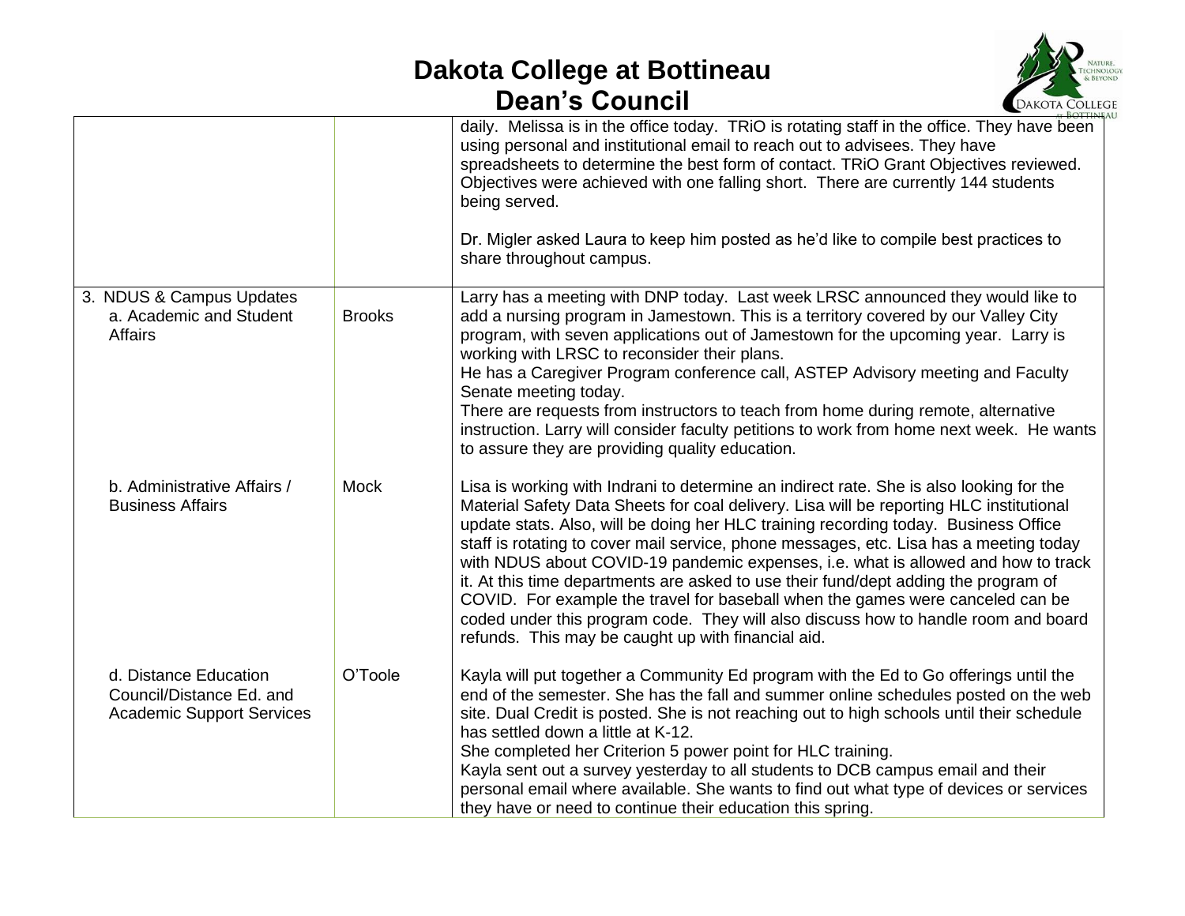# Dakota College at Bottineau
# Dean's Council

| | | |
|---|---|---|
| | | daily. Melissa is in the office today. TRiO is rotating staff in the office. They have been using personal and institutional email to reach out to advisees. They have spreadsheets to determine the best form of contact. TRiO Grant Objectives reviewed. Objectives were achieved with one falling short. There are currently 144 students being served.<br><br>Dr. Migler asked Laura to keep him posted as he'd like to compile best practices to share throughout campus. |
| 3. NDUS & Campus Updates<br>a. Academic and Student Affairs | Brooks | Larry has a meeting with DNP today. Last week LRSC announced they would like to add a nursing program in Jamestown. This is a territory covered by our Valley City program, with seven applications out of Jamestown for the upcoming year. Larry is working with LRSC to reconsider their plans.<br>He has a Caregiver Program conference call, ASTEP Advisory meeting and Faculty Senate meeting today.<br>There are requests from instructors to teach from home during remote, alternative instruction. Larry will consider faculty petitions to work from home next week. He wants to assure they are providing quality education. |
| b. Administrative Affairs / Business Affairs | Mock | Lisa is working with Indrani to determine an indirect rate. She is also looking for the Material Safety Data Sheets for coal delivery. Lisa will be reporting HLC institutional update stats. Also, will be doing her HLC training recording today. Business Office staff is rotating to cover mail service, phone messages, etc. Lisa has a meeting today with NDUS about COVID-19 pandemic expenses, i.e. what is allowed and how to track it. At this time departments are asked to use their fund/dept adding the program of COVID. For example the travel for baseball when the games were canceled can be coded under this program code. They will also discuss how to handle room and board refunds. This may be caught up with financial aid. |
| d. Distance Education Council/Distance Ed. and Academic Support Services | O'Toole | Kayla will put together a Community Ed program with the Ed to Go offerings until the end of the semester. She has the fall and summer online schedules posted on the web site. Dual Credit is posted. She is not reaching out to high schools until their schedule has settled down a little at K-12.<br>She completed her Criterion 5 power point for HLC training.<br>Kayla sent out a survey yesterday to all students to DCB campus email and their personal email where available. She wants to find out what type of devices or services they have or need to continue their education this spring. |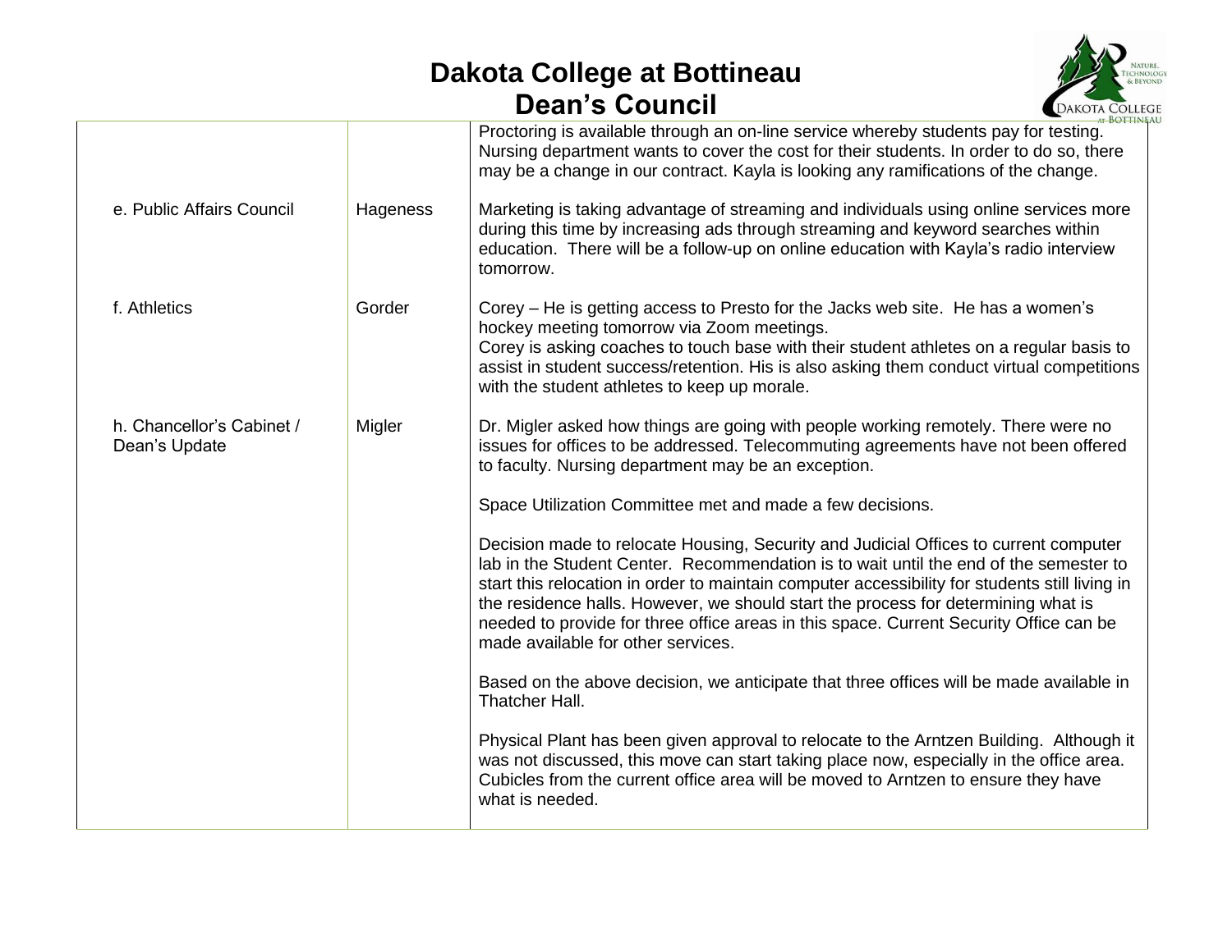| | | |
|---|---|---|
| | | Proctoring is available through an on-line service whereby students pay for testing. Nursing department wants to cover the cost for their students. In order to do so, there may be a change in our contract. Kayla is looking any ramifications of the change. |
| e. Public Affairs Council | Hageness | Marketing is taking advantage of streaming and individuals using online services more during this time by increasing ads through streaming and keyword searches within education. There will be a follow-up on online education with Kayla's radio interview tomorrow. |
| f. Athletics | Gorder | Corey – He is getting access to Presto for the Jacks web site. He has a women's hockey meeting tomorrow via Zoom meetings.<br>Corey is asking coaches to touch base with their student athletes on a regular basis to assist in student success/retention. His is also asking them conduct virtual competitions with the student athletes to keep up morale. |
| h. Chancellor's Cabinet / Dean's Update | Migler | Dr. Migler asked how things are going with people working remotely. There were no issues for offices to be addressed. Telecommuting agreements have not been offered to faculty. Nursing department may be an exception.<br><br>Space Utilization Committee met and made a few decisions.<br><br>Decision made to relocate Housing, Security and Judicial Offices to current computer lab in the Student Center. Recommendation is to wait until the end of the semester to start this relocation in order to maintain computer accessibility for students still living in the residence halls. However, we should start the process for determining what is needed to provide for three office areas in this space. Current Security Office can be made available for other services.<br><br>Based on the above decision, we anticipate that three offices will be made available in Thatcher Hall.<br><br>Physical Plant has been given approval to relocate to the Arntzen Building. Although it was not discussed, this move can start taking place now, especially in the office area. Cubicles from the current office area will be moved to Arntzen to ensure they have what is needed. |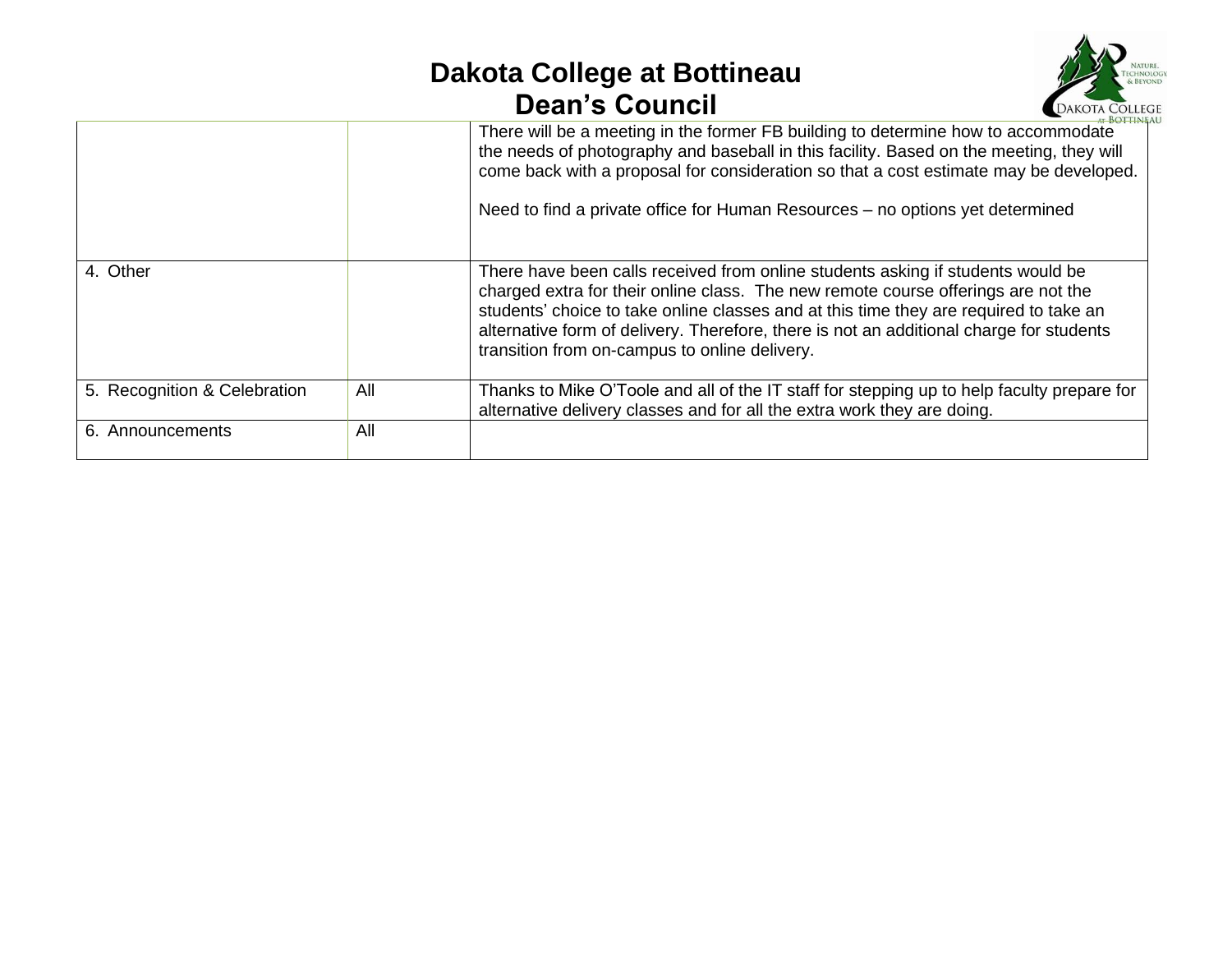# Dakota College at Bottineau
## Dean's Council

| | | |
|---|---|---|
| | | There will be a meeting in the former FB building to determine how to accommodate the needs of photography and baseball in this facility. Based on the meeting, they will come back with a proposal for consideration so that a cost estimate may be developed.<br><br>Need to find a private office for Human Resources – no options yet determined |
| 4. Other | | There have been calls received from online students asking if students would be charged extra for their online class. The new remote course offerings are not the students' choice to take online classes and at this time they are required to take an alternative form of delivery. Therefore, there is not an additional charge for students transition from on-campus to online delivery. |
| 5. Recognition & Celebration | All | Thanks to Mike O'Toole and all of the IT staff for stepping up to help faculty prepare for alternative delivery classes and for all the extra work they are doing. |
| 6. Announcements | All | |